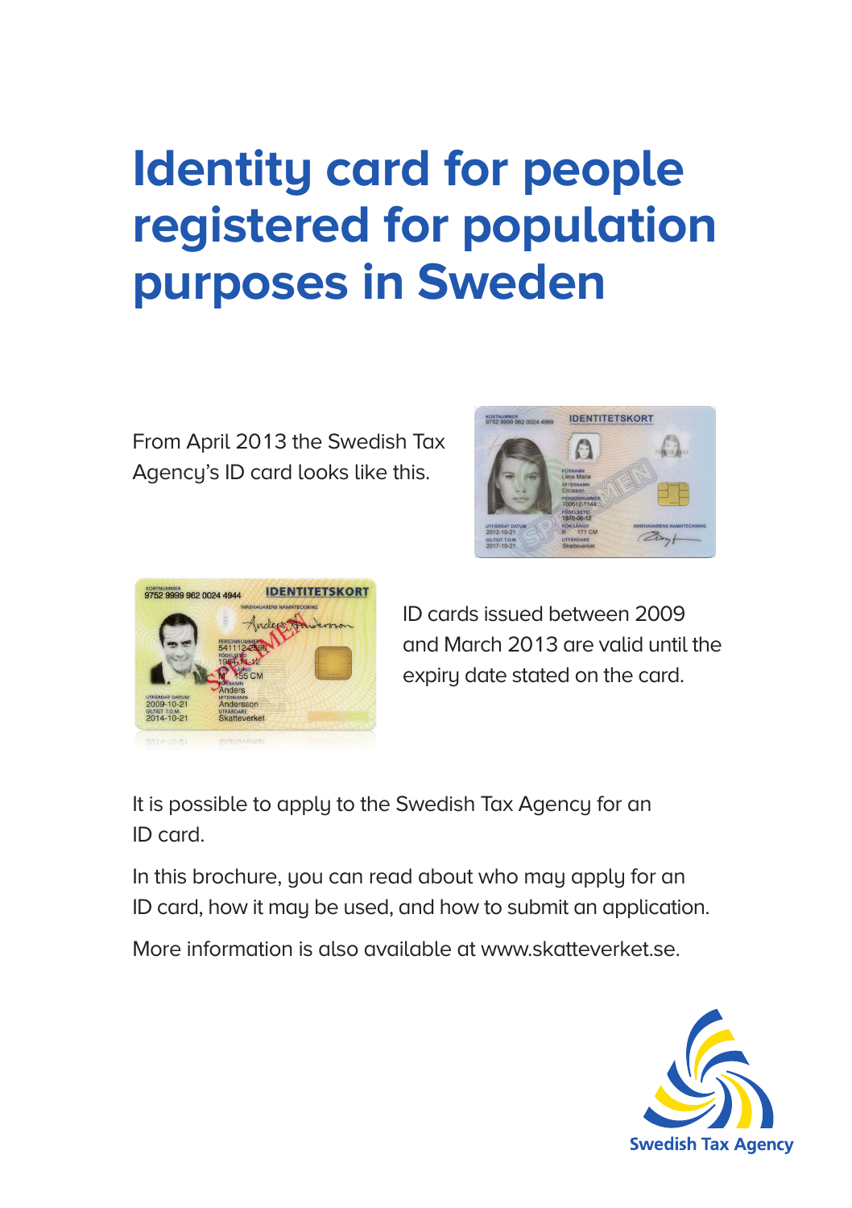# Identity card for people registered for population purposes in Sweden

From April 2013 the Swedish Tax Agency's ID card looks like this.

ID cards issued between 2009 and March 2013 are valid until the expiry date stated on the card.

It is possible to apply to the Swedish Tax Agency for an ID card.

In this brochure, you can read about who may apply for an ID card, how it may be used, and how to submit an application.

More information is also available at www.skatteverket.se.

Swedish Tax Agency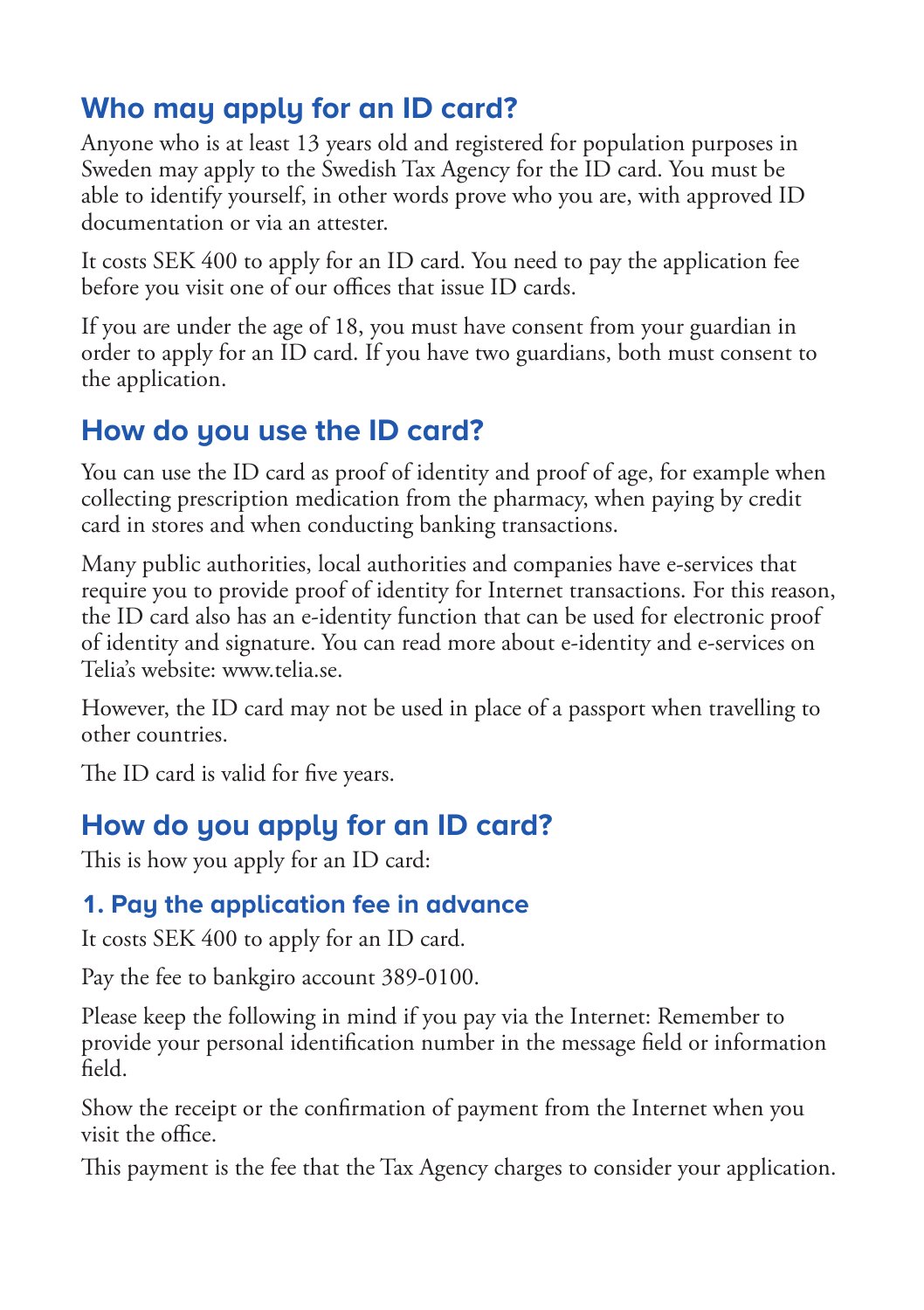## Who may apply for an ID card?

Anyone who is at least 13 years old and registered for population purposes in Sweden may apply to the Swedish Tax Agency for the ID card. You must be able to identify yourself, in other words prove who you are, with approved ID documentation or via an attester.

It costs SEK 400 to apply for an ID card. You need to pay the application fee before you visit one of our offices that issue ID cards.

If you are under the age of 18, you must have consent from your guardian in order to apply for an ID card. If you have two guardians, both must consent to the application.

## How do you use the ID card?

You can use the ID card as proof of identity and proof of age, for example when collecting prescription medication from the pharmacy, when paying by credit card in stores and when conducting banking transactions.

Many public authorities, local authorities and companies have e-services that require you to provide proof of identity for Internet transactions. For this reason, the ID card also has an e-identity function that can be used for electronic proof of identity and signature. You can read more about e-identity and e-services on Telia's website: www.telia.se.

However, the ID card may not be used in place of a passport when travelling to other countries.

The ID card is valid for five years.

## How do you apply for an ID card?

This is how you apply for an ID card:

### 1. Pay the application fee in advance

It costs SEK 400 to apply for an ID card.

Pay the fee to bankgiro account 389-0100.

Please keep the following in mind if you pay via the Internet: Remember to provide your personal identification number in the message field or information field.

Show the receipt or the confirmation of payment from the Internet when you visit the office.

This payment is the fee that the Tax Agency charges to consider your application.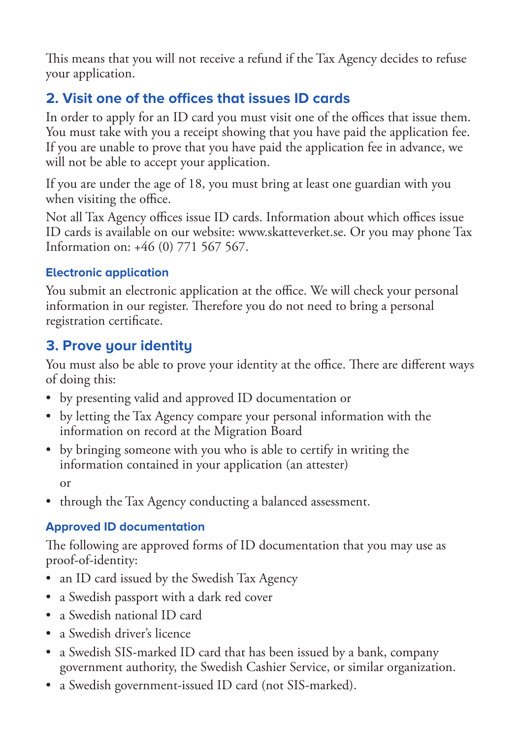This means that you will not receive a refund if the Tax Agency decides to refuse your application.

## 2. Visit one of the offices that issues ID cards

In order to apply for an ID card you must visit one of the offices that issue them. You must take with you a receipt showing that you have paid the application fee. If you are unable to prove that you have paid the application fee in advance, we will not be able to accept your application.

If you are under the age of 18, you must bring at least one guardian with you when visiting the office.

Not all Tax Agency offices issue ID cards. Information about which offices issue ID cards is available on our website: www.skatteverket.se. Or you may phone Tax Information on: +46 (0) 771 567 567.

### Electronic application

You submit an electronic application at the office. We will check your personal information in our register. Therefore you do not need to bring a personal registration certificate.

## 3. Prove your identity

You must also be able to prove your identity at the office. There are different ways of doing this:

- by presenting valid and approved ID documentation or
- by letting the Tax Agency compare your personal information with the information on record at the Migration Board
- by bringing someone with you who is able to certify in writing the information contained in your application (an attester)

  or
- through the Tax Agency conducting a balanced assessment.

### Approved ID documentation

The following are approved forms of ID documentation that you may use as proof-of-identity:

- an ID card issued by the Swedish Tax Agency
- a Swedish passport with a dark red cover
- a Swedish national ID card
- a Swedish driver's licence
- a Swedish SIS-marked ID card that has been issued by a bank, company government authority, the Swedish Cashier Service, or similar organization.
- a Swedish government-issued ID card (not SIS-marked).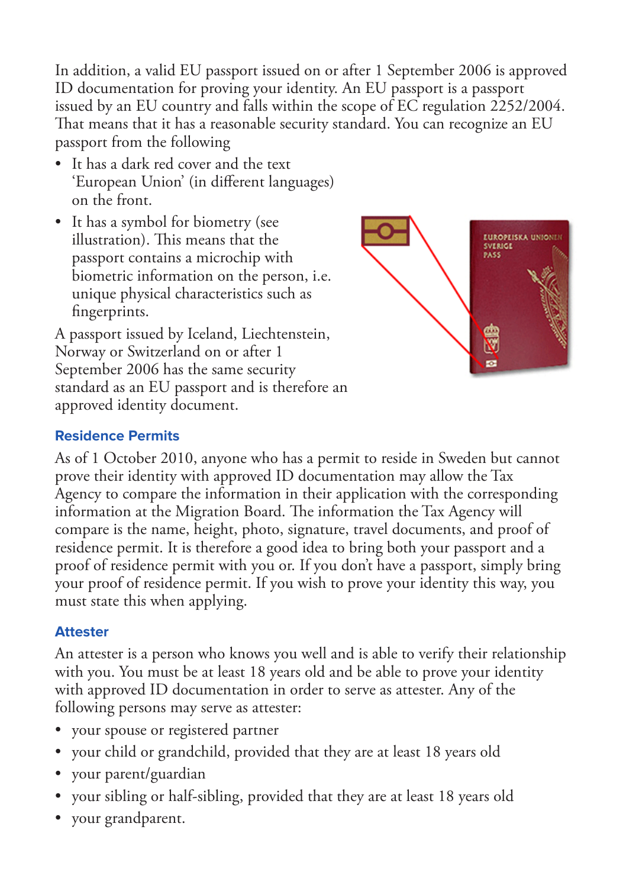In addition, a valid EU passport issued on or after 1 September 2006 is approved ID documentation for proving your identity. An EU passport is a passport issued by an EU country and falls within the scope of EC regulation 2252/2004. That means that it has a reasonable security standard. You can recognize an EU passport from the following

- It has a dark red cover and the text 'European Union' (in different languages) on the front.
- It has a symbol for biometry (see illustration). This means that the passport contains a microchip with biometric information on the person, i.e. unique physical characteristics such as fingerprints.

A passport issued by Iceland, Liechtenstein, Norway or Switzerland on or after 1 September 2006 has the same security standard as an EU passport and is therefore an approved identity document.

### Residence Permits

As of 1 October 2010, anyone who has a permit to reside in Sweden but cannot prove their identity with approved ID documentation may allow the Tax Agency to compare the information in their application with the corresponding information at the Migration Board. The information the Tax Agency will compare is the name, height, photo, signature, travel documents, and proof of residence permit. It is therefore a good idea to bring both your passport and a proof of residence permit with you or. If you don't have a passport, simply bring your proof of residence permit. If you wish to prove your identity this way, you must state this when applying.

### Attester

An attester is a person who knows you well and is able to verify their relationship with you. You must be at least 18 years old and be able to prove your identity with approved ID documentation in order to serve as attester. Any of the following persons may serve as attester:

- your spouse or registered partner
- your child or grandchild, provided that they are at least 18 years old
- your parent/guardian
- your sibling or half-sibling, provided that they are at least 18 years old
- your grandparent.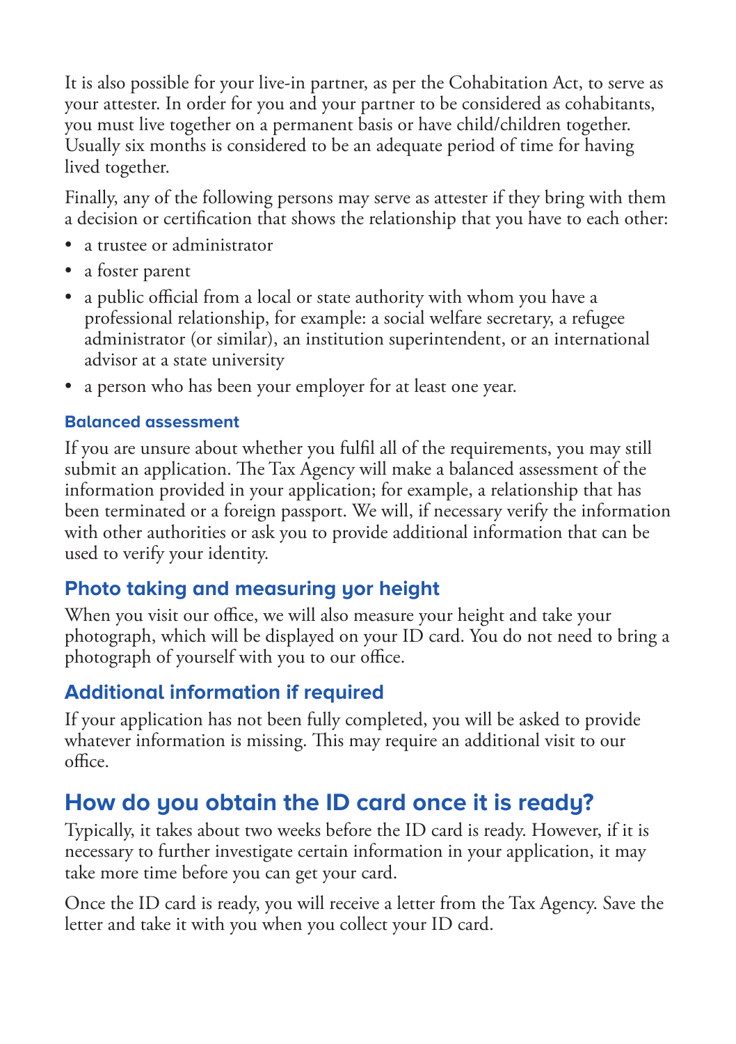It is also possible for your live-in partner, as per the Cohabitation Act, to serve as your attester. In order for you and your partner to be considered as cohabitants, you must live together on a permanent basis or have child/children together. Usually six months is considered to be an adequate period of time for having lived together.

Finally, any of the following persons may serve as attester if they bring with them a decision or certification that shows the relationship that you have to each other:

- a trustee or administrator
- a foster parent
- a public official from a local or state authority with whom you have a professional relationship, for example: a social welfare secretary, a refugee administrator (or similar), an institution superintendent, or an international advisor at a state university
- a person who has been your employer for at least one year.

#### Balanced assessment

If you are unsure about whether you fulfil all of the requirements, you may still submit an application. The Tax Agency will make a balanced assessment of the information provided in your application; for example, a relationship that has been terminated or a foreign passport. We will, if necessary verify the information with other authorities or ask you to provide additional information that can be used to verify your identity.

### Photo taking and measuring yor height

When you visit our office, we will also measure your height and take your photograph, which will be displayed on your ID card. You do not need to bring a photograph of yourself with you to our office.

### Additional information if required

If your application has not been fully completed, you will be asked to provide whatever information is missing. This may require an additional visit to our office.

## How do you obtain the ID card once it is ready?

Typically, it takes about two weeks before the ID card is ready. However, if it is necessary to further investigate certain information in your application, it may take more time before you can get your card.

Once the ID card is ready, you will receive a letter from the Tax Agency. Save the letter and take it with you when you collect your ID card.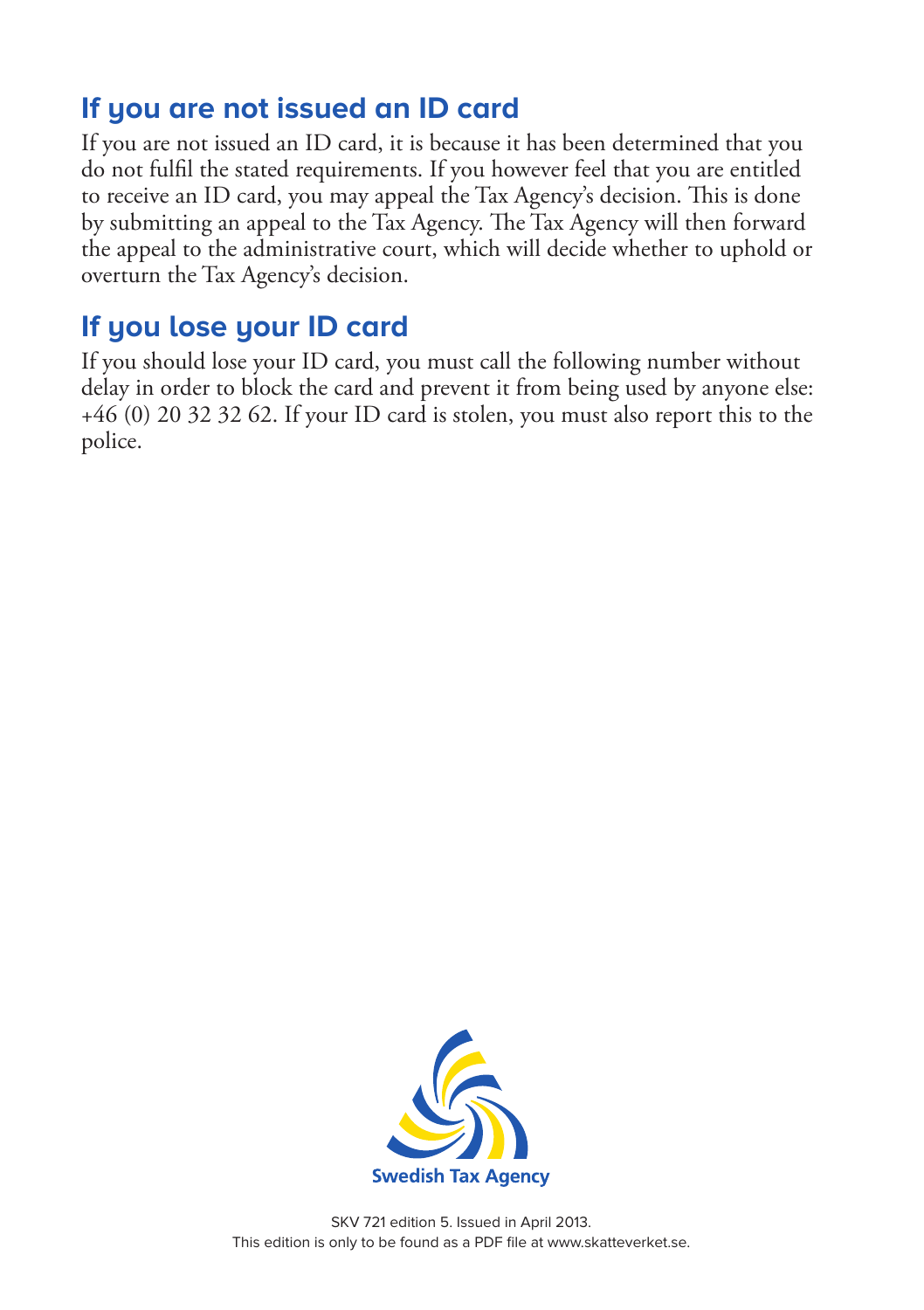## If you are not issued an ID card

If you are not issued an ID card, it is because it has been determined that you do not fulfil the stated requirements. If you however feel that you are entitled to receive an ID card, you may appeal the Tax Agency's decision. This is done by submitting an appeal to the Tax Agency. The Tax Agency will then forward the appeal to the administrative court, which will decide whether to uphold or overturn the Tax Agency's decision.

## If you lose your ID card

If you should lose your ID card, you must call the following number without delay in order to block the card and prevent it from being used by anyone else: +46 (0) 20 32 32 62. If your ID card is stolen, you must also report this to the police.

Swedish Tax Agency

SKV 721 edition 5. Issued in April 2013.
This edition is only to be found as a PDF file at www.skatteverket.se.